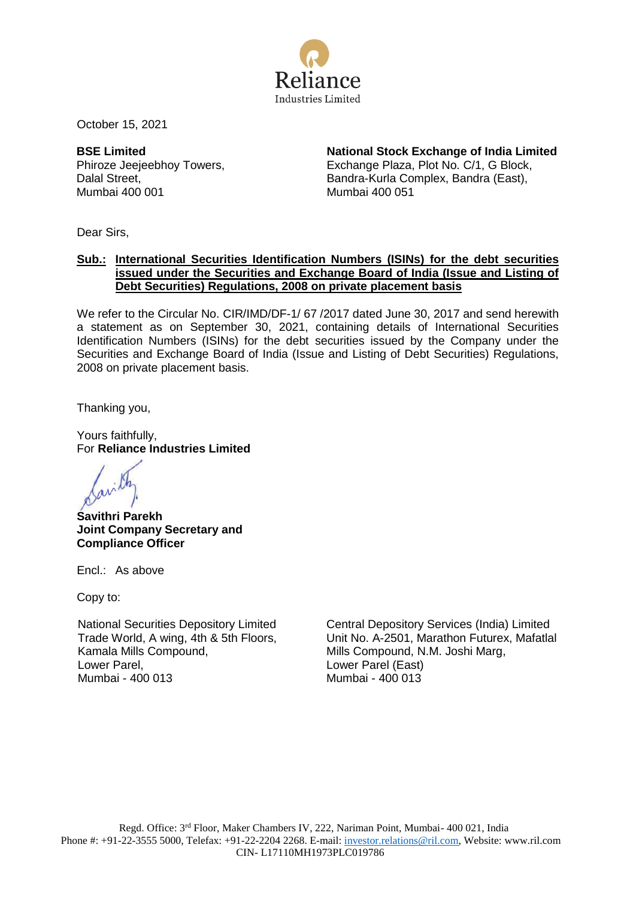Reliance
Industries Limited

October 15, 2021

**BSE Limited**
Phiroze Jeejeebhoy Towers,
Dalal Street,
Mumbai 400 001

**National Stock Exchange of India Limited**
Exchange Plaza, Plot No. C/1, G Block,
Bandra-Kurla Complex, Bandra (East),
Mumbai 400 051

Dear Sirs,

**Sub.: International Securities Identification Numbers (ISINs) for the debt securities issued under the Securities and Exchange Board of India (Issue and Listing of Debt Securities) Regulations, 2008 on private placement basis**

We refer to the Circular No. CIR/IMD/DF-1/ 67 /2017 dated June 30, 2017 and send herewith a statement as on September 30, 2021, containing details of International Securities Identification Numbers (ISINs) for the debt securities issued by the Company under the Securities and Exchange Board of India (Issue and Listing of Debt Securities) Regulations, 2008 on private placement basis.

Thanking you,

Yours faithfully,
For **Reliance Industries Limited**

**Savithri Parekh**
**Joint Company Secretary and Compliance Officer**

Encl.: As above

Copy to:

National Securities Depository Limited
Trade World, A wing, 4th & 5th Floors,
Kamala Mills Compound,
Lower Parel,
Mumbai - 400 013

Central Depository Services (India) Limited
Unit No. A-2501, Marathon Futurex, Mafatlal Mills Compound, N.M. Joshi Marg,
Lower Parel (East)
Mumbai - 400 013

Regd. Office: 3rd Floor, Maker Chambers IV, 222, Nariman Point, Mumbai- 400 021, India
Phone #: +91-22-3555 5000, Telefax: +91-22-2204 2268. E-mail: investor.relations@ril.com, Website: www.ril.com
CIN- L17110MH1973PLC019786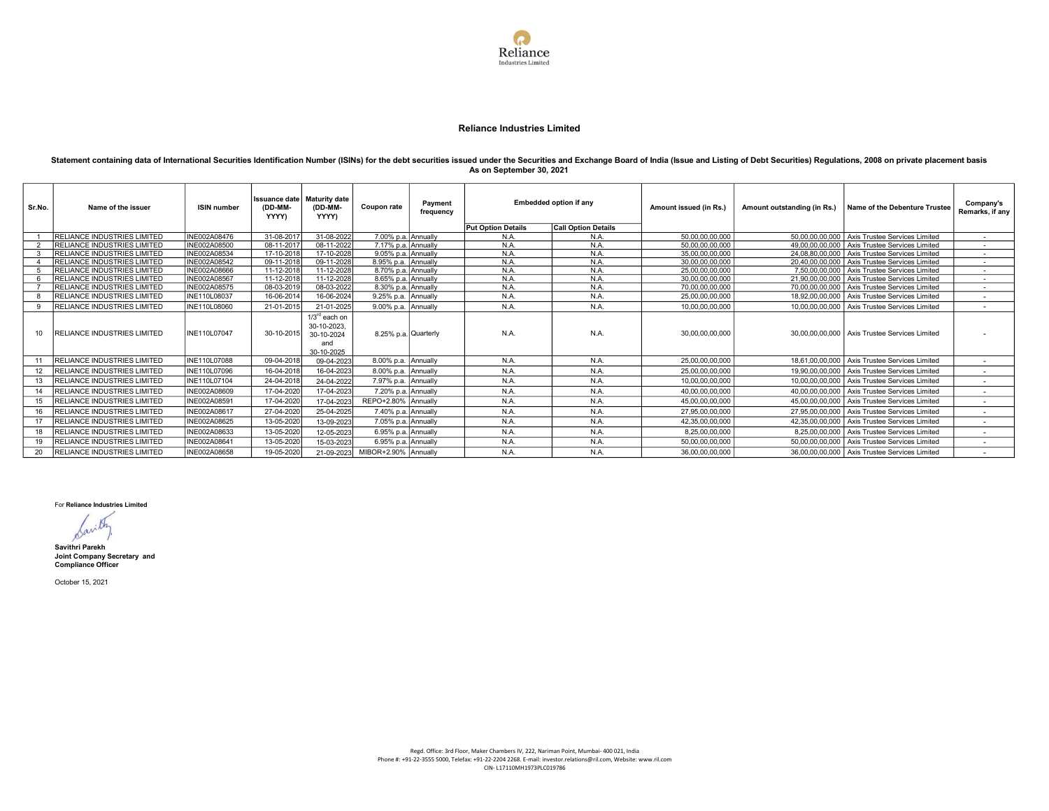## Reliance Industries Limited

**Statement containing data of International Securities Identification Number (ISINs) for the debt securities issued under the Securities and Exchange Board of India (Issue and Listing of Debt Securities) Regulations, 2008 on private placement basis**
**As on September 30, 2021**

| Sr.No. | Name of the issuer | ISIN number | Issuance date (DD-MM-YYYY) | Maturity date (DD-MM-YYYY) | Coupon rate | Payment frequency | Embedded option if any | | Amount issued (in Rs.) | Amount outstanding (in Rs.) | Name of the Debenture Trustee | Company's Remarks, if any |
|---|---|---|---|---|---|---|---|---|---|---|---|---|
| | | | | | | | Put Option Details | Call Option Details | | | | |
| 1 | RELIANCE INDUSTRIES LIMITED | INE002A08476 | 31-08-2017 | 31-08-2022 | 7.00% p.a. | Annually | N.A. | N.A. | 50,00,00,00,000 | 50,00,00,00,000 | Axis Trustee Services Limited | - |
| 2 | RELIANCE INDUSTRIES LIMITED | INE002A08500 | 08-11-2017 | 08-11-2022 | 7.17% p.a. | Annually | N.A. | N.A. | 50,00,00,00,000 | 49,00,00,00,000 | Axis Trustee Services Limited | - |
| 3 | RELIANCE INDUSTRIES LIMITED | INE002A08534 | 17-10-2018 | 17-10-2028 | 9.05% p.a. | Annually | N.A. | N.A. | 35,00,00,00,000 | 24,08,80,00,000 | Axis Trustee Services Limited | - |
| 4 | RELIANCE INDUSTRIES LIMITED | INE002A08542 | 09-11-2018 | 09-11-2028 | 8.95% p.a. | Annually | N.A. | N.A. | 30,00,00,00,000 | 20,40,00,00,000 | Axis Trustee Services Limited | - |
| 5 | RELIANCE INDUSTRIES LIMITED | INE002A08666 | 11-12-2018 | 11-12-2028 | 8.70% p.a. | Annually | N.A. | N.A. | 25,00,00,00,000 | 7,50,00,00,000 | Axis Trustee Services Limited | - |
| 6 | RELIANCE INDUSTRIES LIMITED | INE002A08567 | 11-12-2018 | 11-12-2028 | 8.65% p.a. | Annually | N.A. | N.A. | 30,00,00,00,000 | 21,90,00,00,000 | Axis Trustee Services Limited | - |
| 7 | RELIANCE INDUSTRIES LIMITED | INE002A08575 | 08-03-2019 | 08-03-2022 | 8.30% p.a. | Annually | N.A. | N.A. | 70,00,00,00,000 | 70,00,00,00,000 | Axis Trustee Services Limited | - |
| 8 | RELIANCE INDUSTRIES LIMITED | INE110L08037 | 16-06-2014 | 16-06-2024 | 9.25% p.a. | Annually | N.A. | N.A. | 25,00,00,00,000 | 18,92,00,00,000 | Axis Trustee Services Limited | - |
| 9 | RELIANCE INDUSTRIES LIMITED | INE110L08060 | 21-01-2015 | 21-01-2025 | 9.00% p.a. | Annually | N.A. | N.A. | 10,00,00,00,000 | 10,00,00,00,000 | Axis Trustee Services Limited | - |
| 10 | RELIANCE INDUSTRIES LIMITED | INE110L07047 | 30-10-2015 | 1/3rd each on 30-10-2023, 30-10-2024 and 30-10-2025 | 8.25% p.a. | Quarterly | N.A. | N.A. | 30,00,00,00,000 | 30,00,00,00,000 | Axis Trustee Services Limited | - |
| 11 | RELIANCE INDUSTRIES LIMITED | INE110L07088 | 09-04-2018 | 09-04-2023 | 8.00% p.a. | Annually | N.A. | N.A. | 25,00,00,00,000 | 18,61,00,00,000 | Axis Trustee Services Limited | - |
| 12 | RELIANCE INDUSTRIES LIMITED | INE110L07096 | 16-04-2018 | 16-04-2023 | 8.00% p.a. | Annually | N.A. | N.A. | 25,00,00,00,000 | 19,90,00,00,000 | Axis Trustee Services Limited | - |
| 13 | RELIANCE INDUSTRIES LIMITED | INE110L07104 | 24-04-2018 | 24-04-2022 | 7.97% p.a. | Annually | N.A. | N.A. | 10,00,00,00,000 | 10,00,00,00,000 | Axis Trustee Services Limited | - |
| 14 | RELIANCE INDUSTRIES LIMITED | INE002A08609 | 17-04-2020 | 17-04-2023 | 7.20% p.a. | Annually | N.A. | N.A. | 40,00,00,00,000 | 40,00,00,00,000 | Axis Trustee Services Limited | - |
| 15 | RELIANCE INDUSTRIES LIMITED | INE002A08591 | 17-04-2020 | 17-04-2023 | REPO+2.80% | Annually | N.A. | N.A. | 45,00,00,00,000 | 45,00,00,00,000 | Axis Trustee Services Limited | - |
| 16 | RELIANCE INDUSTRIES LIMITED | INE002A08617 | 27-04-2020 | 25-04-2025 | 7.40% p.a. | Annually | N.A. | N.A. | 27,95,00,00,000 | 27,95,00,00,000 | Axis Trustee Services Limited | - |
| 17 | RELIANCE INDUSTRIES LIMITED | INE002A08625 | 13-05-2020 | 13-09-2023 | 7.05% p.a. | Annually | N.A. | N.A. | 42,35,00,00,000 | 42,35,00,00,000 | Axis Trustee Services Limited | - |
| 18 | RELIANCE INDUSTRIES LIMITED | INE002A08633 | 13-05-2020 | 12-05-2023 | 6.95% p.a. | Annually | N.A. | N.A. | 8,25,00,00,000 | 8,25,00,00,000 | Axis Trustee Services Limited | - |
| 19 | RELIANCE INDUSTRIES LIMITED | INE002A08641 | 13-05-2020 | 15-03-2023 | 6.95% p.a. | Annually | N.A. | N.A. | 50,00,00,00,000 | 50,00,00,00,000 | Axis Trustee Services Limited | - |
| 20 | RELIANCE INDUSTRIES LIMITED | INE002A08658 | 19-05-2020 | 21-09-2023 | MIBOR+2.90% | Annually | N.A. | N.A. | 36,00,00,00,000 | 36,00,00,00,000 | Axis Trustee Services Limited | - |

For **Reliance Industries Limited**

**Savithri Parekh**
**Joint Company Secretary and Compliance Officer**

October 15, 2021

Regd. Office: 3rd Floor, Maker Chambers IV, 222, Nariman Point, Mumbai- 400 021, India
Phone #: +91-22-3555 5000, Telefax: +91-22-2204 2268. E-mail: investor.relations@ril.com, Website: www.ril.com
CIN- L17110MH1973PLC019786